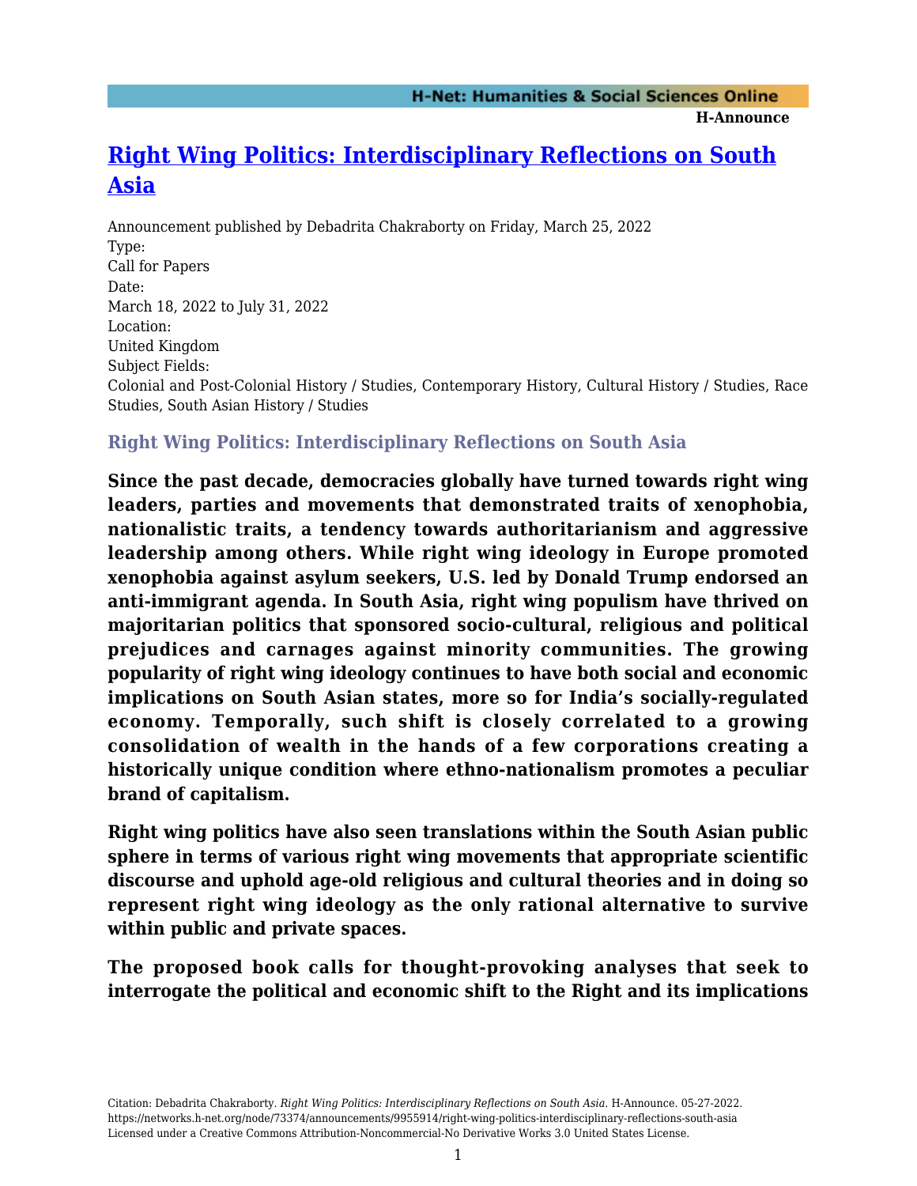# [Right Wing Politics: Interdisciplinary Reflections on South Asia](https://networks.h-net.org/node/73374/announcements/9955914/right-wing-politics-interdisciplinary-reflections-south-asia)

Announcement published by Debadrita Chakraborty on Friday, March 25, 2022

Type:
Call for Papers

Date:
March 18, 2022 to July 31, 2022

Location:
United Kingdom

Subject Fields:
Colonial and Post-Colonial History / Studies, Contemporary History, Cultural History / Studies, Race Studies, South Asian History / Studies

### Right Wing Politics: Interdisciplinary Reflections on South Asia

**Since the past decade, democracies globally have turned towards right wing leaders, parties and movements that demonstrated traits of xenophobia, nationalistic traits, a tendency towards authoritarianism and aggressive leadership among others. While right wing ideology in Europe promoted xenophobia against asylum seekers, U.S. led by Donald Trump endorsed an anti-immigrant agenda. In South Asia, right wing populism have thrived on majoritarian politics that sponsored socio-cultural, religious and political prejudices and carnages against minority communities. The growing popularity of right wing ideology continues to have both social and economic implications on South Asian states, more so for India's socially-regulated economy. Temporally, such shift is closely correlated to a growing consolidation of wealth in the hands of a few corporations creating a historically unique condition where ethno-nationalism promotes a peculiar brand of capitalism.**

**Right wing politics have also seen translations within the South Asian public sphere in terms of various right wing movements that appropriate scientific discourse and uphold age-old religious and cultural theories and in doing so represent right wing ideology as the only rational alternative to survive within public and private spaces.**

**The proposed book calls for thought-provoking analyses that seek to interrogate the political and economic shift to the Right and its implications**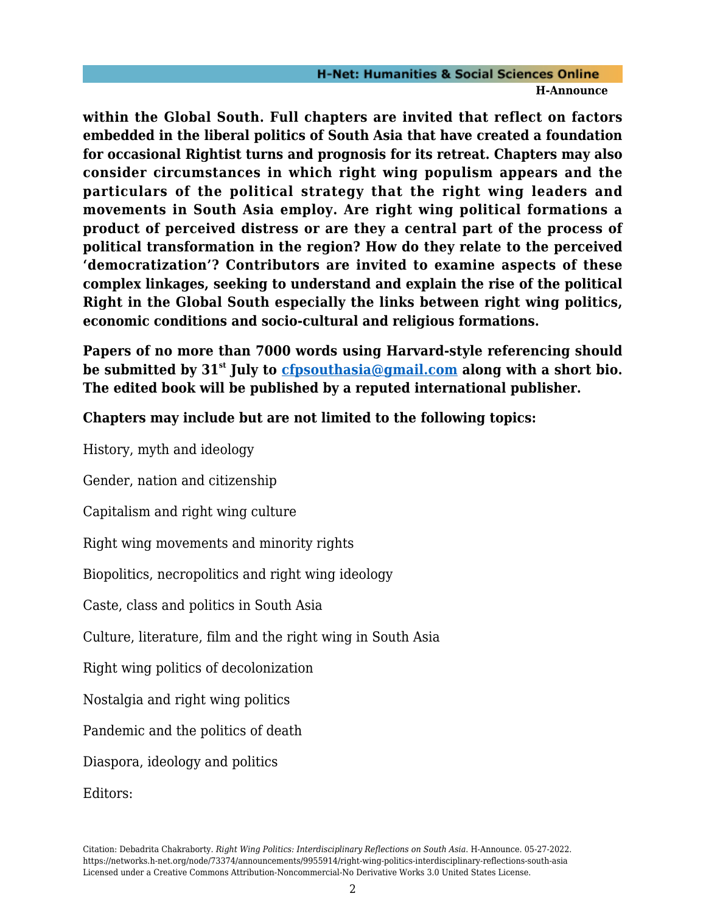**within the Global South. Full chapters are invited that reflect on factors embedded in the liberal politics of South Asia that have created a foundation for occasional Rightist turns and prognosis for its retreat. Chapters may also consider circumstances in which right wing populism appears and the particulars of the political strategy that the right wing leaders and movements in South Asia employ. Are right wing political formations a product of perceived distress or are they a central part of the process of political transformation in the region? How do they relate to the perceived 'democratization'? Contributors are invited to examine aspects of these complex linkages, seeking to understand and explain the rise of the political Right in the Global South especially the links between right wing politics, economic conditions and socio-cultural and religious formations.**

**Papers of no more than 7000 words using Harvard-style referencing should be submitted by 31st July to [cfpsouthasia@gmail.com](mailto:cfpsouthasia@gmail.com) along with a short bio. The edited book will be published by a reputed international publisher.**

**Chapters may include but are not limited to the following topics:**

History, myth and ideology

Gender, nation and citizenship

Capitalism and right wing culture

Right wing movements and minority rights

Biopolitics, necropolitics and right wing ideology

Caste, class and politics in South Asia

Culture, literature, film and the right wing in South Asia

Right wing politics of decolonization

Nostalgia and right wing politics

Pandemic and the politics of death

Diaspora, ideology and politics

Editors:

Citation: Debadrita Chakraborty. *Right Wing Politics: Interdisciplinary Reflections on South Asia*. H-Announce. 05-27-2022. https://networks.h-net.org/node/73374/announcements/9955914/right-wing-politics-interdisciplinary-reflections-south-asia
Licensed under a Creative Commons Attribution-Noncommercial-No Derivative Works 3.0 United States License.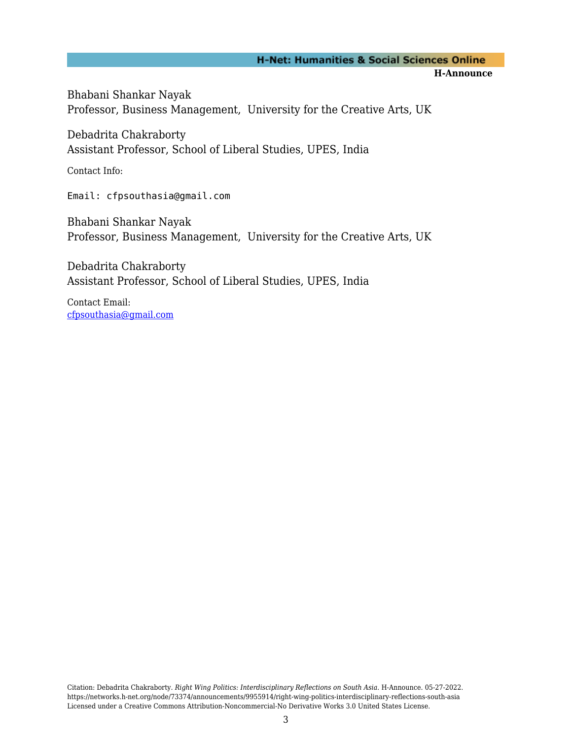Bhabani Shankar Nayak
Professor, Business Management, University for the Creative Arts, UK

Debadrita Chakraborty
Assistant Professor, School of Liberal Studies, UPES, India

Contact Info:

```
Email: cfpsouthasia@gmail.com
```

Bhabani Shankar Nayak
Professor, Business Management, University for the Creative Arts, UK

Debadrita Chakraborty
Assistant Professor, School of Liberal Studies, UPES, India

Contact Email:
cfpsouthasia@gmail.com

Citation: Debadrita Chakraborty. *Right Wing Politics: Interdisciplinary Reflections on South Asia*. H-Announce. 05-27-2022.
https://networks.h-net.org/node/73374/announcements/9955914/right-wing-politics-interdisciplinary-reflections-south-asia
Licensed under a Creative Commons Attribution-Noncommercial-No Derivative Works 3.0 United States License.